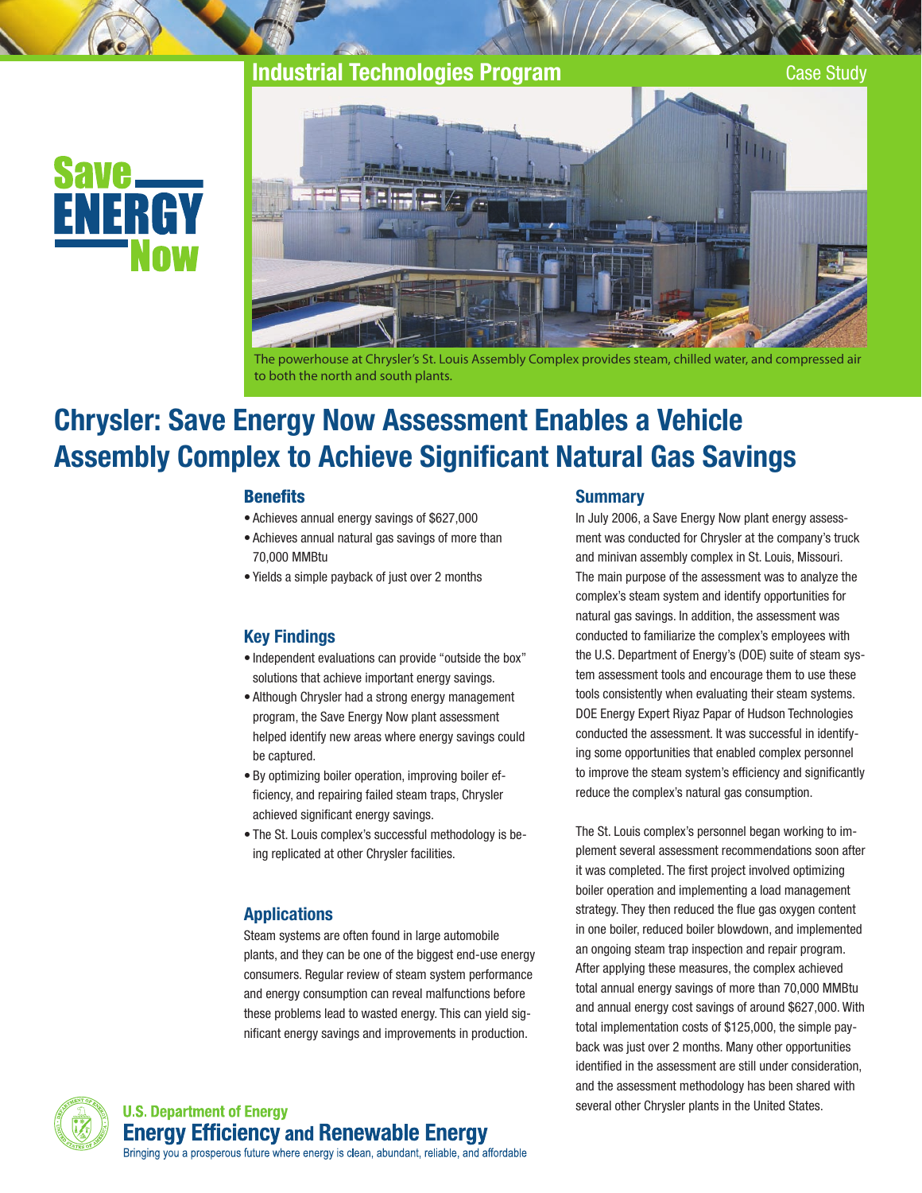Industrial Technologies Program

Case Study

Save ENERGY Now

The powerhouse at Chrysler's St. Louis Assembly Complex provides steam, chilled water, and compressed air to both the north and south plants.

# Chrysler: Save Energy Now Assessment Enables a Vehicle Assembly Complex to Achieve Significant Natural Gas Savings

## Benefits

- Achieves annual energy savings of $627,000
- Achieves annual natural gas savings of more than 70,000 MMBtu
- Yields a simple payback of just over 2 months

## Key Findings

- Independent evaluations can provide "outside the box" solutions that achieve important energy savings.
- Although Chrysler had a strong energy management program, the Save Energy Now plant assessment helped identify new areas where energy savings could be captured.
- By optimizing boiler operation, improving boiler efficiency, and repairing failed steam traps, Chrysler achieved significant energy savings.
- The St. Louis complex's successful methodology is being replicated at other Chrysler facilities.

## Applications

Steam systems are often found in large automobile plants, and they can be one of the biggest end-use energy consumers. Regular review of steam system performance and energy consumption can reveal malfunctions before these problems lead to wasted energy. This can yield significant energy savings and improvements in production.

## Summary

In July 2006, a Save Energy Now plant energy assessment was conducted for Chrysler at the company's truck and minivan assembly complex in St. Louis, Missouri. The main purpose of the assessment was to analyze the complex's steam system and identify opportunities for natural gas savings. In addition, the assessment was conducted to familiarize the complex's employees with the U.S. Department of Energy's (DOE) suite of steam system assessment tools and encourage them to use these tools consistently when evaluating their steam systems. DOE Energy Expert Riyaz Papar of Hudson Technologies conducted the assessment. It was successful in identifying some opportunities that enabled complex personnel to improve the steam system's efficiency and significantly reduce the complex's natural gas consumption.

The St. Louis complex's personnel began working to implement several assessment recommendations soon after it was completed. The first project involved optimizing boiler operation and implementing a load management strategy. They then reduced the flue gas oxygen content in one boiler, reduced boiler blowdown, and implemented an ongoing steam trap inspection and repair program. After applying these measures, the complex achieved total annual energy savings of more than 70,000 MMBtu and annual energy cost savings of around $627,000. With total implementation costs of $125,000, the simple payback was just over 2 months. Many other opportunities identified in the assessment are still under consideration, and the assessment methodology has been shared with several other Chrysler plants in the United States.

U.S. Department of Energy
Energy Efficiency and Renewable Energy
Bringing you a prosperous future where energy is clean, abundant, reliable, and affordable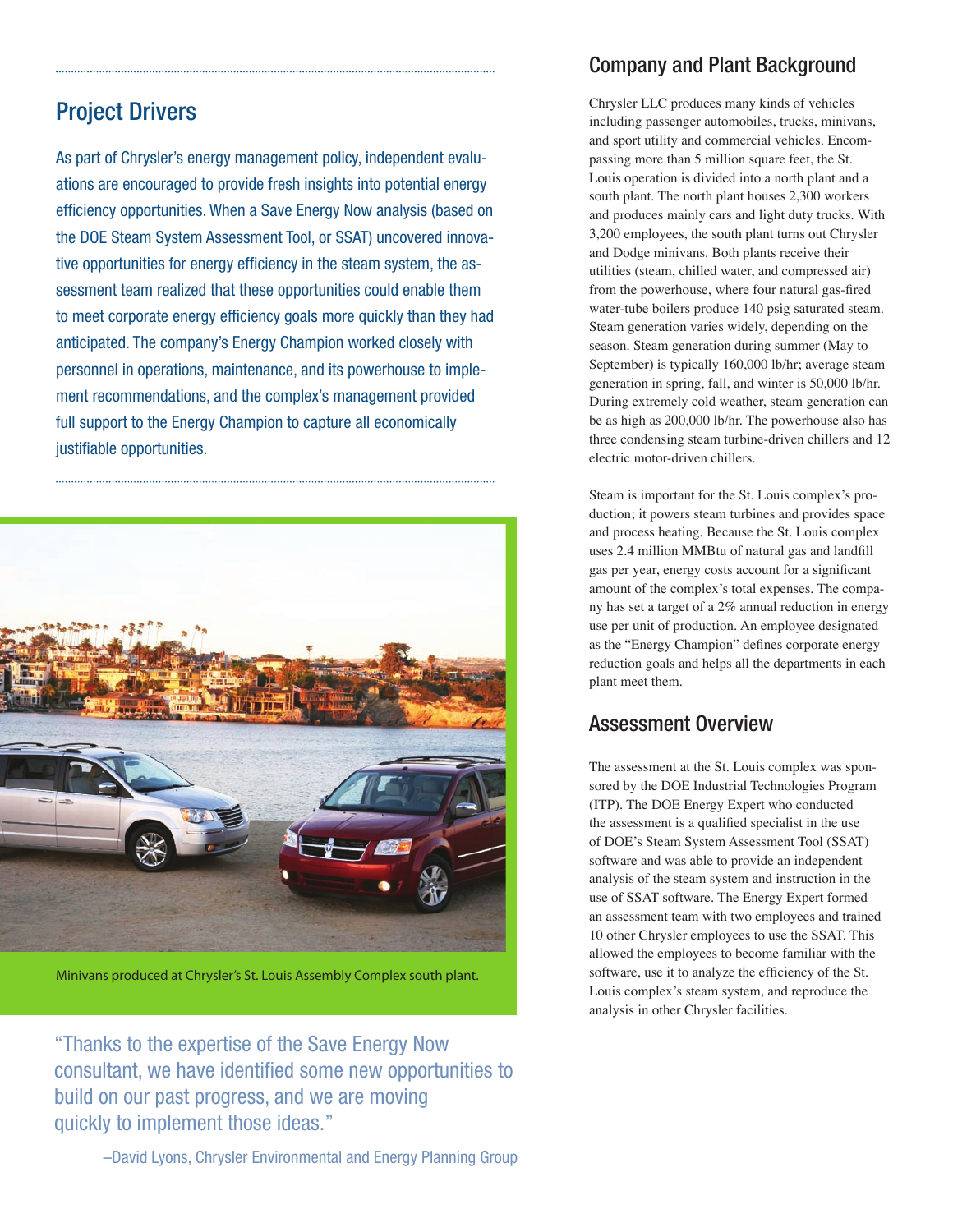## Project Drivers

As part of Chrysler's energy management policy, independent evaluations are encouraged to provide fresh insights into potential energy efficiency opportunities. When a Save Energy Now analysis (based on the DOE Steam System Assessment Tool, or SSAT) uncovered innovative opportunities for energy efficiency in the steam system, the assessment team realized that these opportunities could enable them to meet corporate energy efficiency goals more quickly than they had anticipated. The company's Energy Champion worked closely with personnel in operations, maintenance, and its powerhouse to implement recommendations, and the complex's management provided full support to the Energy Champion to capture all economically justifiable opportunities.

Minivans produced at Chrysler's St. Louis Assembly Complex south plant.

"Thanks to the expertise of the Save Energy Now consultant, we have identified some new opportunities to build on our past progress, and we are moving quickly to implement those ideas."

–David Lyons, Chrysler Environmental and Energy Planning Group

## Company and Plant Background

Chrysler LLC produces many kinds of vehicles including passenger automobiles, trucks, minivans, and sport utility and commercial vehicles. Encompassing more than 5 million square feet, the St. Louis operation is divided into a north plant and a south plant. The north plant houses 2,300 workers and produces mainly cars and light duty trucks. With 3,200 employees, the south plant turns out Chrysler and Dodge minivans. Both plants receive their utilities (steam, chilled water, and compressed air) from the powerhouse, where four natural gas-fired water-tube boilers produce 140 psig saturated steam. Steam generation varies widely, depending on the season. Steam generation during summer (May to September) is typically 160,000 lb/hr; average steam generation in spring, fall, and winter is 50,000 lb/hr. During extremely cold weather, steam generation can be as high as 200,000 lb/hr. The powerhouse also has three condensing steam turbine-driven chillers and 12 electric motor-driven chillers.

Steam is important for the St. Louis complex's production; it powers steam turbines and provides space and process heating. Because the St. Louis complex uses 2.4 million MMBtu of natural gas and landfill gas per year, energy costs account for a significant amount of the complex's total expenses. The company has set a target of a 2% annual reduction in energy use per unit of production. An employee designated as the "Energy Champion" defines corporate energy reduction goals and helps all the departments in each plant meet them.

## Assessment Overview

The assessment at the St. Louis complex was sponsored by the DOE Industrial Technologies Program (ITP). The DOE Energy Expert who conducted the assessment is a qualified specialist in the use of DOE's Steam System Assessment Tool (SSAT) software and was able to provide an independent analysis of the steam system and instruction in the use of SSAT software. The Energy Expert formed an assessment team with two employees and trained 10 other Chrysler employees to use the SSAT. This allowed the employees to become familiar with the software, use it to analyze the efficiency of the St. Louis complex's steam system, and reproduce the analysis in other Chrysler facilities.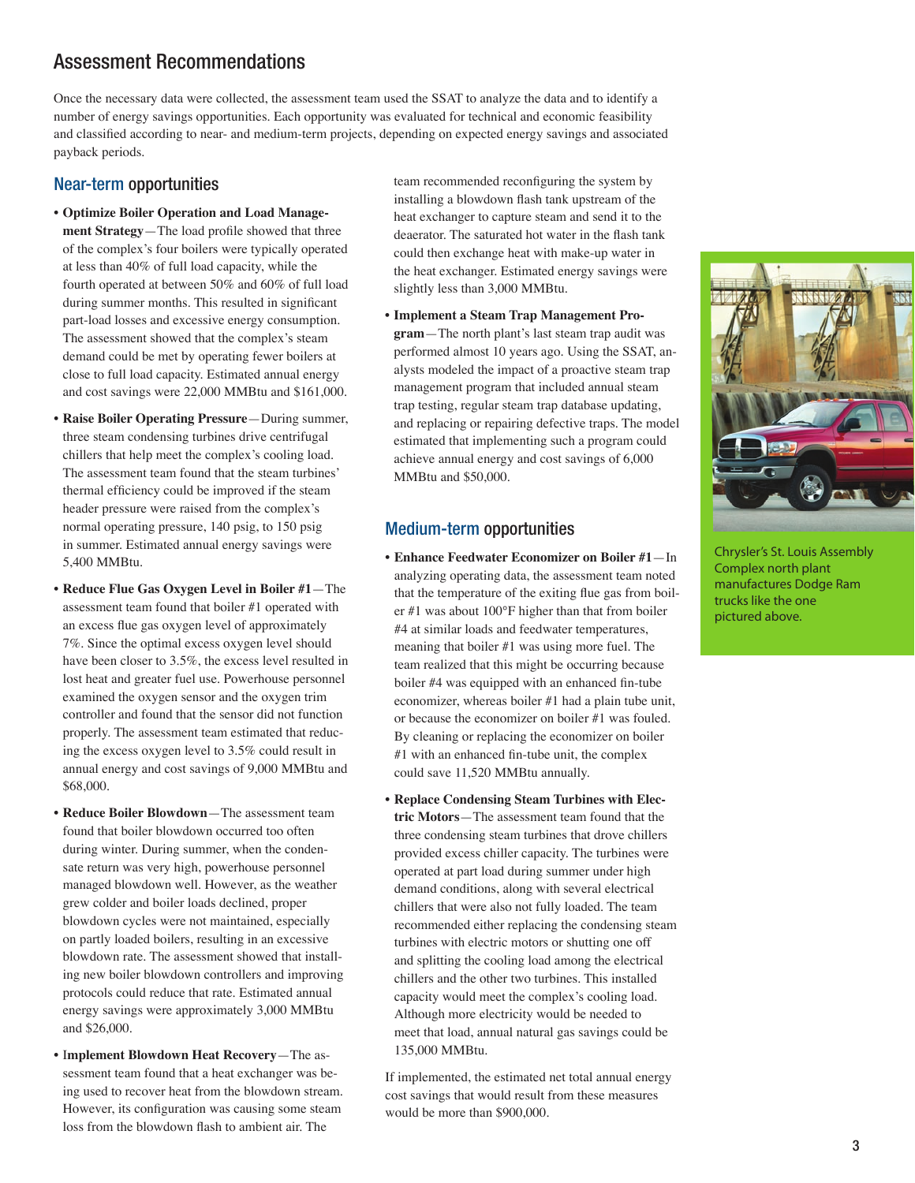## Assessment Recommendations

Once the necessary data were collected, the assessment team used the SSAT to analyze the data and to identify a number of energy savings opportunities. Each opportunity was evaluated for technical and economic feasibility and classified according to near- and medium-term projects, depending on expected energy savings and associated payback periods.

### Near-term opportunities

- **Optimize Boiler Operation and Load Management Strategy**—The load profile showed that three of the complex's four boilers were typically operated at less than 40% of full load capacity, while the fourth operated at between 50% and 60% of full load during summer months. This resulted in significant part-load losses and excessive energy consumption. The assessment showed that the complex's steam demand could be met by operating fewer boilers at close to full load capacity. Estimated annual energy and cost savings were 22,000 MMBtu and $161,000.
- **Raise Boiler Operating Pressure**—During summer, three steam condensing turbines drive centrifugal chillers that help meet the complex's cooling load. The assessment team found that the steam turbines' thermal efficiency could be improved if the steam header pressure were raised from the complex's normal operating pressure, 140 psig, to 150 psig in summer. Estimated annual energy savings were 5,400 MMBtu.
- **Reduce Flue Gas Oxygen Level in Boiler #1**—The assessment team found that boiler #1 operated with an excess flue gas oxygen level of approximately 7%. Since the optimal excess oxygen level should have been closer to 3.5%, the excess level resulted in lost heat and greater fuel use. Powerhouse personnel examined the oxygen sensor and the oxygen trim controller and found that the sensor did not function properly. The assessment team estimated that reducing the excess oxygen level to 3.5% could result in annual energy and cost savings of 9,000 MMBtu and $68,000.
- **Reduce Boiler Blowdown**—The assessment team found that boiler blowdown occurred too often during winter. During summer, when the condensate return was very high, powerhouse personnel managed blowdown well. However, as the weather grew colder and boiler loads declined, proper blowdown cycles were not maintained, especially on partly loaded boilers, resulting in an excessive blowdown rate. The assessment showed that installing new boiler blowdown controllers and improving protocols could reduce that rate. Estimated annual energy savings were approximately 3,000 MMBtu and $26,000.
- **Implement Blowdown Heat Recovery**—The assessment team found that a heat exchanger was being used to recover heat from the blowdown stream. However, its configuration was causing some steam loss from the blowdown flash to ambient air. The team recommended reconfiguring the system by installing a blowdown flash tank upstream of the heat exchanger to capture steam and send it to the deaerator. The saturated hot water in the flash tank could then exchange heat with make-up water in the heat exchanger. Estimated energy savings were slightly less than 3,000 MMBtu.
- **Implement a Steam Trap Management Program**—The north plant's last steam trap audit was performed almost 10 years ago. Using the SSAT, analysts modeled the impact of a proactive steam trap management program that included annual steam trap testing, regular steam trap database updating, and replacing or repairing defective traps. The model estimated that implementing such a program could achieve annual energy and cost savings of 6,000 MMBtu and $50,000.

### Medium-term opportunities

- **Enhance Feedwater Economizer on Boiler #1**—In analyzing operating data, the assessment team noted that the temperature of the exiting flue gas from boiler #1 was about 100°F higher than that from boiler #4 at similar loads and feedwater temperatures, meaning that boiler #1 was using more fuel. The team realized that this might be occurring because boiler #4 was equipped with an enhanced fin-tube economizer, whereas boiler #1 had a plain tube unit, or because the economizer on boiler #1 was fouled. By cleaning or replacing the economizer on boiler #1 with an enhanced fin-tube unit, the complex could save 11,520 MMBtu annually.
- **Replace Condensing Steam Turbines with Electric Motors**—The assessment team found that the three condensing steam turbines that drove chillers provided excess chiller capacity. The turbines were operated at part load during summer under high demand conditions, along with several electrical chillers that were also not fully loaded. The team recommended either replacing the condensing steam turbines with electric motors or shutting one off and splitting the cooling load among the electrical chillers and the other two turbines. This installed capacity would meet the complex's cooling load. Although more electricity would be needed to meet that load, annual natural gas savings could be 135,000 MMBtu.

If implemented, the estimated net total annual energy cost savings that would result from these measures would be more than $900,000.

Chrysler's St. Louis Assembly Complex north plant manufactures Dodge Ram trucks like the one pictured above.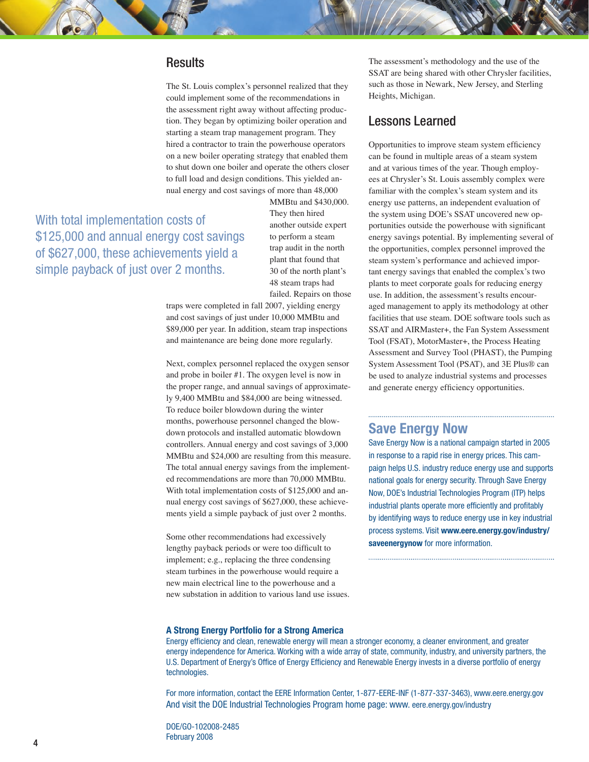## Results

The St. Louis complex's personnel realized that they could implement some of the recommendations in the assessment right away without affecting production. They began by optimizing boiler operation and starting a steam trap management program. They hired a contractor to train the powerhouse operators on a new boiler operating strategy that enabled them to shut down one boiler and operate the others closer to full load and design conditions. This yielded annual energy and cost savings of more than 48,000 MMBtu and $430,000. They then hired another outside expert to perform a steam trap audit in the north plant that found that 30 of the north plant's 48 steam traps had failed. Repairs on those traps were completed in fall 2007, yielding energy and cost savings of just under 10,000 MMBtu and $89,000 per year. In addition, steam trap inspections and maintenance are being done more regularly.

With total implementation costs of $125,000 and annual energy cost savings of $627,000, these achievements yield a simple payback of just over 2 months.

Next, complex personnel replaced the oxygen sensor and probe in boiler #1. The oxygen level is now in the proper range, and annual savings of approximately 9,400 MMBtu and $84,000 are being witnessed. To reduce boiler blowdown during the winter months, powerhouse personnel changed the blowdown protocols and installed automatic blowdown controllers. Annual energy and cost savings of 3,000 MMBtu and $24,000 are resulting from this measure. The total annual energy savings from the implemented recommendations are more than 70,000 MMBtu. With total implementation costs of $125,000 and annual energy cost savings of $627,000, these achievements yield a simple payback of just over 2 months.

Some other recommendations had excessively lengthy payback periods or were too difficult to implement; e.g., replacing the three condensing steam turbines in the powerhouse would require a new main electrical line to the powerhouse and a new substation in addition to various land use issues.

The assessment's methodology and the use of the SSAT are being shared with other Chrysler facilities, such as those in Newark, New Jersey, and Sterling Heights, Michigan.

## Lessons Learned

Opportunities to improve steam system efficiency can be found in multiple areas of a steam system and at various times of the year. Though employees at Chrysler's St. Louis assembly complex were familiar with the complex's steam system and its energy use patterns, an independent evaluation of the system using DOE's SSAT uncovered new opportunities outside the powerhouse with significant energy savings potential. By implementing several of the opportunities, complex personnel improved the steam system's performance and achieved important energy savings that enabled the complex's two plants to meet corporate goals for reducing energy use. In addition, the assessment's results encouraged management to apply its methodology at other facilities that use steam. DOE software tools such as SSAT and AIRMaster+, the Fan System Assessment Tool (FSAT), MotorMaster+, the Process Heating Assessment and Survey Tool (PHAST), the Pumping System Assessment Tool (PSAT), and 3E Plus® can be used to analyze industrial systems and processes and generate energy efficiency opportunities.

## Save Energy Now

Save Energy Now is a national campaign started in 2005 in response to a rapid rise in energy prices. This campaign helps U.S. industry reduce energy use and supports national goals for energy security. Through Save Energy Now, DOE's Industrial Technologies Program (ITP) helps industrial plants operate more efficiently and profitably by identifying ways to reduce energy use in key industrial process systems. Visit **www.eere.energy.gov/industry/saveenergynow** for more information.

**A Strong Energy Portfolio for a Strong America**

Energy efficiency and clean, renewable energy will mean a stronger economy, a cleaner environment, and greater energy independence for America. Working with a wide array of state, community, industry, and university partners, the U.S. Department of Energy's Office of Energy Efficiency and Renewable Energy invests in a diverse portfolio of energy technologies.

For more information, contact the EERE Information Center, 1-877-EERE-INF (1-877-337-3463), www.eere.energy.gov
And visit the DOE Industrial Technologies Program home page: www. eere.energy.gov/industry

DOE/GO-102008-2485
February 2008